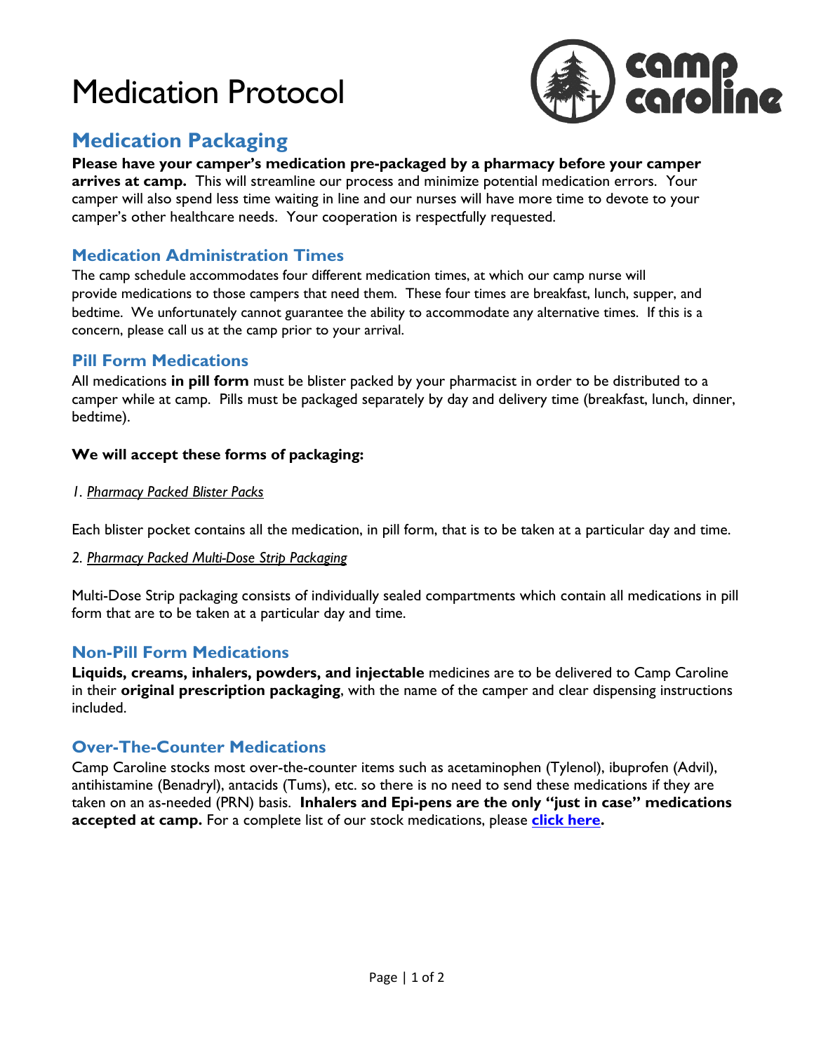# Medication Protocol

## Medication Packaging

**Please have your camper's medication pre-packaged by a pharmacy before your camper arrives at camp.** This will streamline our process and minimize potential medication errors. Your camper will also spend less time waiting in line and our nurses will have more time to devote to your camper's other healthcare needs. Your cooperation is respectfully requested.

### Medication Administration Times

The camp schedule accommodates four different medication times, at which our camp nurse will provide medications to those campers that need them. These four times are breakfast, lunch, supper, and bedtime. We unfortunately cannot guarantee the ability to accommodate any alternative times. If this is a concern, please call us at the camp prior to your arrival.

### Pill Form Medications

All medications **in pill form** must be blister packed by your pharmacist in order to be distributed to a camper while at camp. Pills must be packaged separately by day and delivery time (breakfast, lunch, dinner, bedtime).

**We will accept these forms of packaging:**

*1. Pharmacy Packed Blister Packs*

Each blister pocket contains all the medication, in pill form, that is to be taken at a particular day and time.

*2. Pharmacy Packed Multi-Dose Strip Packaging*

Multi-Dose Strip packaging consists of individually sealed compartments which contain all medications in pill form that are to be taken at a particular day and time.

### Non-Pill Form Medications

**Liquids, creams, inhalers, powders, and injectable** medicines are to be delivered to Camp Caroline in their **original prescription packaging**, with the name of the camper and clear dispensing instructions included.

### Over-The-Counter Medications

Camp Caroline stocks most over-the-counter items such as acetaminophen (Tylenol), ibuprofen (Advil), antihistamine (Benadryl), antacids (Tums), etc. so there is no need to send these medications if they are taken on an as-needed (PRN) basis. **Inhalers and Epi-pens are the only "just in case" medications accepted at camp.** For a complete list of our stock medications, please **click here.**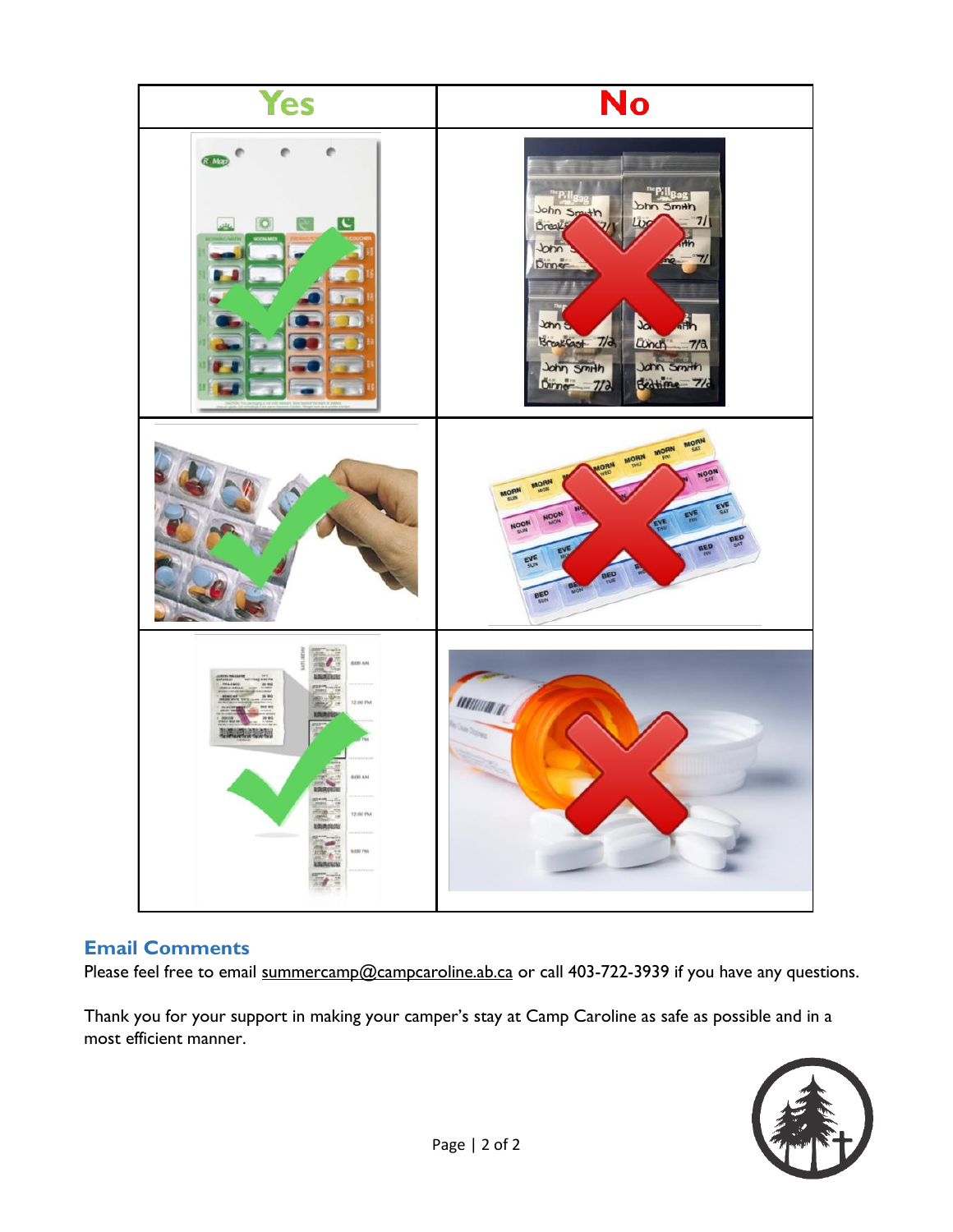| Yes | No |
| --- | --- |
| | |
| | |
| | |

## Email Comments

Please feel free to email summercamp@campcaroline.ab.ca or call 403-722-3939 if you have any questions.

Thank you for your support in making your camper's stay at Camp Caroline as safe as possible and in a most efficient manner.